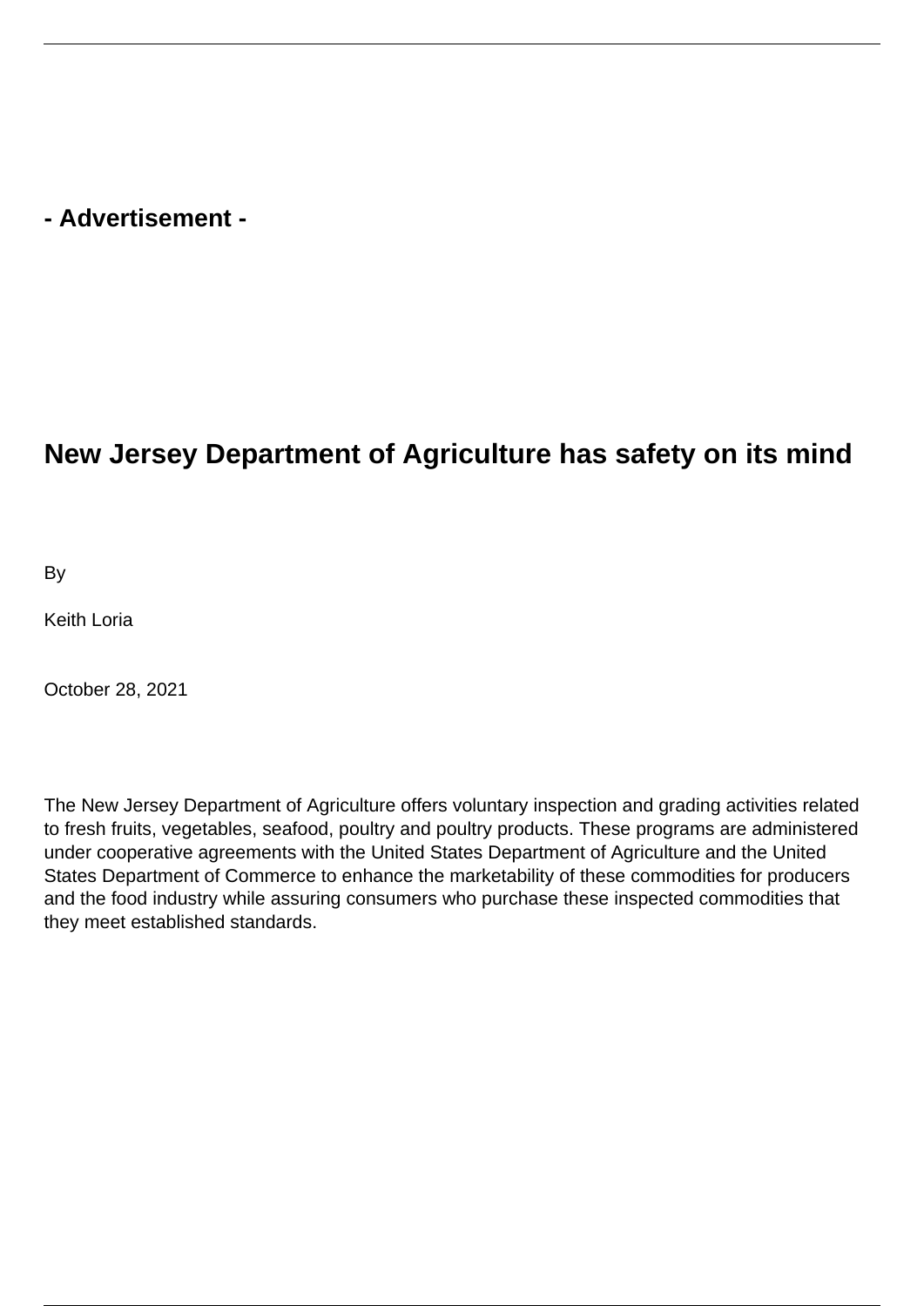- Advertisement -

# New Jersey Department of Agriculture has safety on its mind

By

Keith Loria

October 28, 2021

The New Jersey Department of Agriculture offers voluntary inspection and grading activities related to fresh fruits, vegetables, seafood, poultry and poultry products. These programs are administered under cooperative agreements with the United States Department of Agriculture and the United States Department of Commerce to enhance the marketability of these commodities for producers and the food industry while assuring consumers who purchase these inspected commodities that they meet established standards.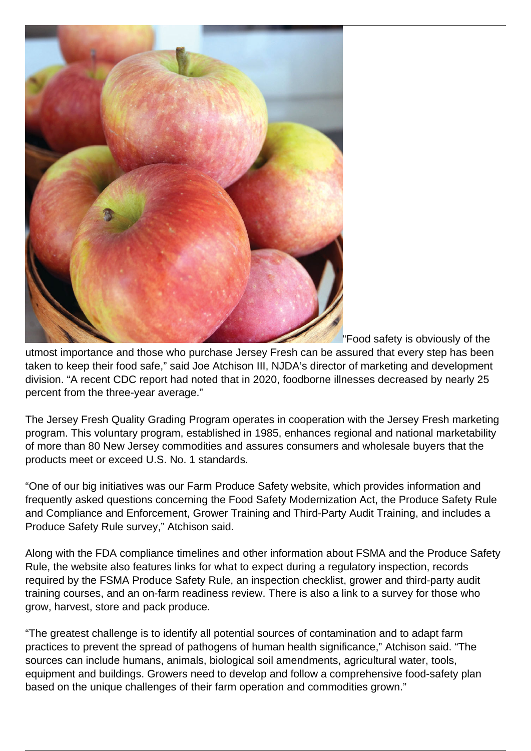"Food safety is obviously of the utmost importance and those who purchase Jersey Fresh can be assured that every step has been taken to keep their food safe," said Joe Atchison III, NJDA's director of marketing and development division. "A recent CDC report had noted that in 2020, foodborne illnesses decreased by nearly 25 percent from the three-year average."

The Jersey Fresh Quality Grading Program operates in cooperation with the Jersey Fresh marketing program. This voluntary program, established in 1985, enhances regional and national marketability of more than 80 New Jersey commodities and assures consumers and wholesale buyers that the products meet or exceed U.S. No. 1 standards.

"One of our big initiatives was our Farm Produce Safety website, which provides information and frequently asked questions concerning the Food Safety Modernization Act, the Produce Safety Rule and Compliance and Enforcement, Grower Training and Third-Party Audit Training, and includes a Produce Safety Rule survey," Atchison said.

Along with the FDA compliance timelines and other information about FSMA and the Produce Safety Rule, the website also features links for what to expect during a regulatory inspection, records required by the FSMA Produce Safety Rule, an inspection checklist, grower and third-party audit training courses, and an on-farm readiness review. There is also a link to a survey for those who grow, harvest, store and pack produce.

"The greatest challenge is to identify all potential sources of contamination and to adapt farm practices to prevent the spread of pathogens of human health significance," Atchison said. "The sources can include humans, animals, biological soil amendments, agricultural water, tools, equipment and buildings. Growers need to develop and follow a comprehensive food-safety plan based on the unique challenges of their farm operation and commodities grown."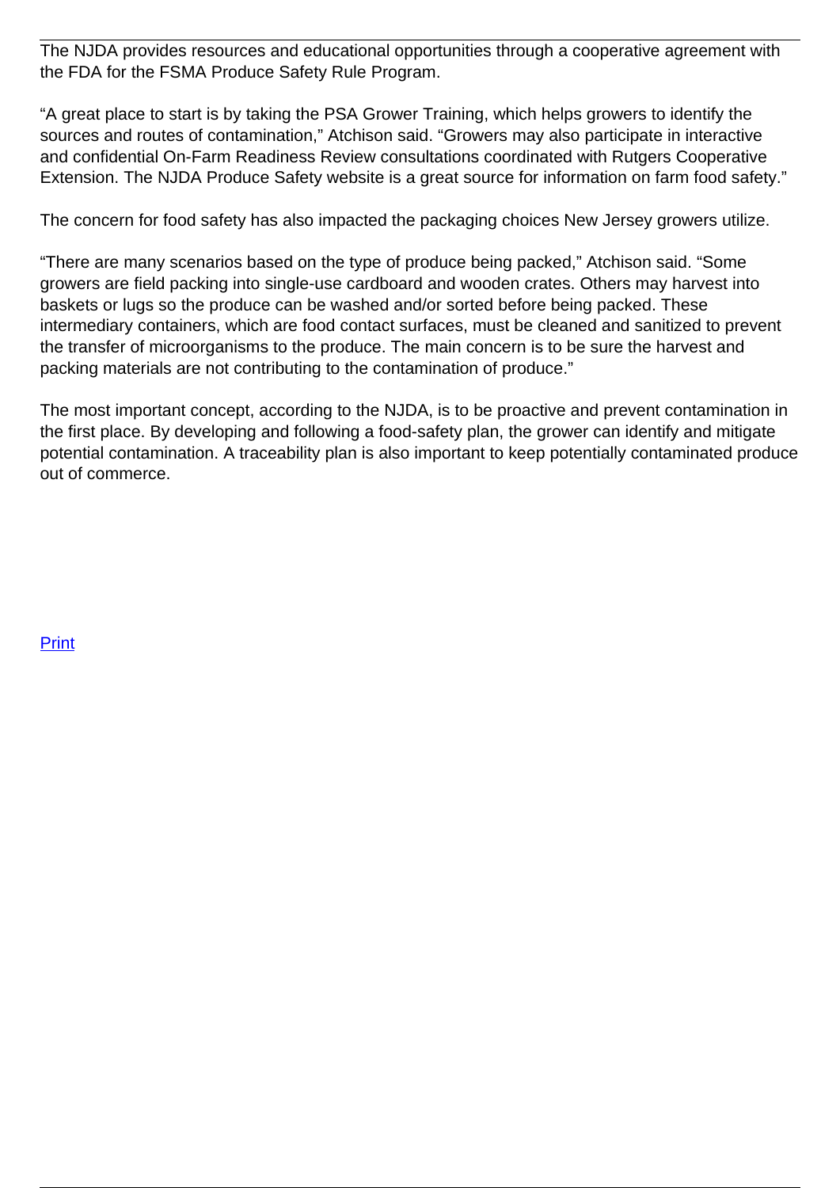The NJDA provides resources and educational opportunities through a cooperative agreement with the FDA for the FSMA Produce Safety Rule Program.

“A great place to start is by taking the PSA Grower Training, which helps growers to identify the sources and routes of contamination,” Atchison said. “Growers may also participate in interactive and confidential On-Farm Readiness Review consultations coordinated with Rutgers Cooperative Extension. The NJDA Produce Safety website is a great source for information on farm food safety.”

The concern for food safety has also impacted the packaging choices New Jersey growers utilize.

“There are many scenarios based on the type of produce being packed,” Atchison said. “Some growers are field packing into single-use cardboard and wooden crates. Others may harvest into baskets or lugs so the produce can be washed and/or sorted before being packed. These intermediary containers, which are food contact surfaces, must be cleaned and sanitized to prevent the transfer of microorganisms to the produce. The main concern is to be sure the harvest and packing materials are not contributing to the contamination of produce.”

The most important concept, according to the NJDA, is to be proactive and prevent contamination in the first place. By developing and following a food-safety plan, the grower can identify and mitigate potential contamination. A traceability plan is also important to keep potentially contaminated produce out of commerce.

Print